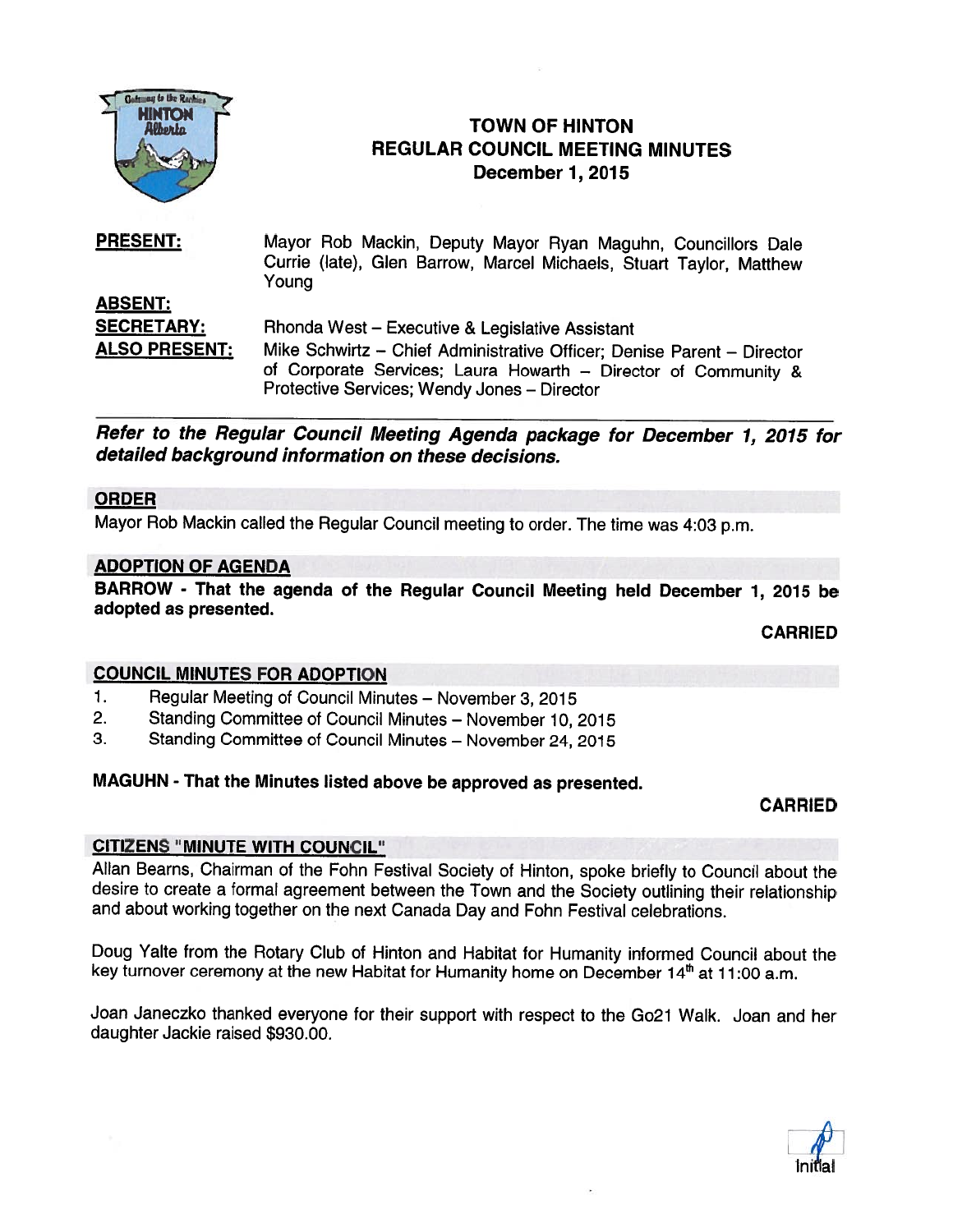# TOWN OF HINTON
## REGULAR COUNCIL MEETING MINUTES
### December 1, 2015

**PRESENT:** Mayor Rob Mackin, Deputy Mayor Ryan Maguhn, Councillors Dale Currie (late), Glen Barrow, Marcel Michaels, Stuart Taylor, Matthew Young

**ABSENT:**

**SECRETARY:** Rhonda West – Executive & Legislative Assistant

**ALSO PRESENT:** Mike Schwirtz – Chief Administrative Officer; Denise Parent – Director of Corporate Services; Laura Howarth – Director of Community & Protective Services; Wendy Jones – Director

---

***Refer to the Regular Council Meeting Agenda package for December 1, 2015 for detailed background information on these decisions.***

## ORDER

Mayor Rob Mackin called the Regular Council meeting to order. The time was 4:03 p.m.

## ADOPTION OF AGENDA

**BARROW - That the agenda of the Regular Council Meeting held December 1, 2015 be adopted as presented.**

**CARRIED**

## COUNCIL MINUTES FOR ADOPTION

1. Regular Meeting of Council Minutes – November 3, 2015
2. Standing Committee of Council Minutes – November 10, 2015
3. Standing Committee of Council Minutes – November 24, 2015

**MAGUHN - That the Minutes listed above be approved as presented.**

**CARRIED**

## CITIZENS "MINUTE WITH COUNCIL"

Allan Bearns, Chairman of the Fohn Festival Society of Hinton, spoke briefly to Council about the desire to create a formal agreement between the Town and the Society outlining their relationship and about working together on the next Canada Day and Fohn Festival celebrations.

Doug Yalte from the Rotary Club of Hinton and Habitat for Humanity informed Council about the key turnover ceremony at the new Habitat for Humanity home on December 14th at 11:00 a.m.

Joan Janeczko thanked everyone for their support with respect to the Go21 Walk. Joan and her daughter Jackie raised $930.00.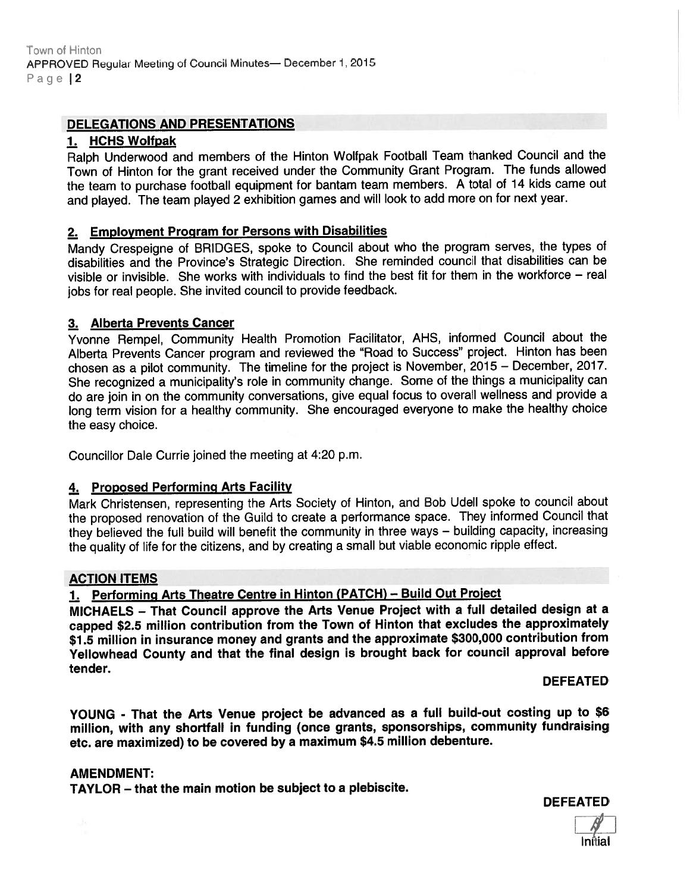## DELEGATIONS AND PRESENTATIONS

### 1. HCHS Wolfpak

Ralph Underwood and members of the Hinton Wolfpak Football Team thanked Council and the Town of Hinton for the grant received under the Community Grant Program. The funds allowed the team to purchase football equipment for bantam team members. A total of 14 kids came out and played. The team played 2 exhibition games and will look to add more on for next year.

### 2. Employment Program for Persons with Disabilities

Mandy Crespeigne of BRIDGES, spoke to Council about who the program serves, the types of disabilities and the Province's Strategic Direction. She reminded council that disabilities can be visible or invisible. She works with individuals to find the best fit for them in the workforce – real jobs for real people. She invited council to provide feedback.

### 3. Alberta Prevents Cancer

Yvonne Rempel, Community Health Promotion Facilitator, AHS, informed Council about the Alberta Prevents Cancer program and reviewed the "Road to Success" project. Hinton has been chosen as a pilot community. The timeline for the project is November, 2015 – December, 2017. She recognized a municipality's role in community change. Some of the things a municipality can do are join in on the community conversations, give equal focus to overall wellness and provide a long term vision for a healthy community. She encouraged everyone to make the healthy choice the easy choice.

Councillor Dale Currie joined the meeting at 4:20 p.m.

### 4. Proposed Performing Arts Facility

Mark Christensen, representing the Arts Society of Hinton, and Bob Udell spoke to council about the proposed renovation of the Guild to create a performance space. They informed Council that they believed the full build will benefit the community in three ways – building capacity, increasing the quality of life for the citizens, and by creating a small but viable economic ripple effect.

## ACTION ITEMS

### 1. Performing Arts Theatre Centre in Hinton (PATCH) – Build Out Project

**MICHAELS – That Council approve the Arts Venue Project with a full detailed design at a capped $2.5 million contribution from the Town of Hinton that excludes the approximately $1.5 million in insurance money and grants and the approximate $300,000 contribution from Yellowhead County and that the final design is brought back for council approval before tender.**

**DEFEATED**

**YOUNG - That the Arts Venue project be advanced as a full build-out costing up to $6 million, with any shortfall in funding (once grants, sponsorships, community fundraising etc. are maximized) to be covered by a maximum $4.5 million debenture.**

**AMENDMENT:**

**TAYLOR – that the main motion be subject to a plebiscite.**

**DEFEATED**

Initial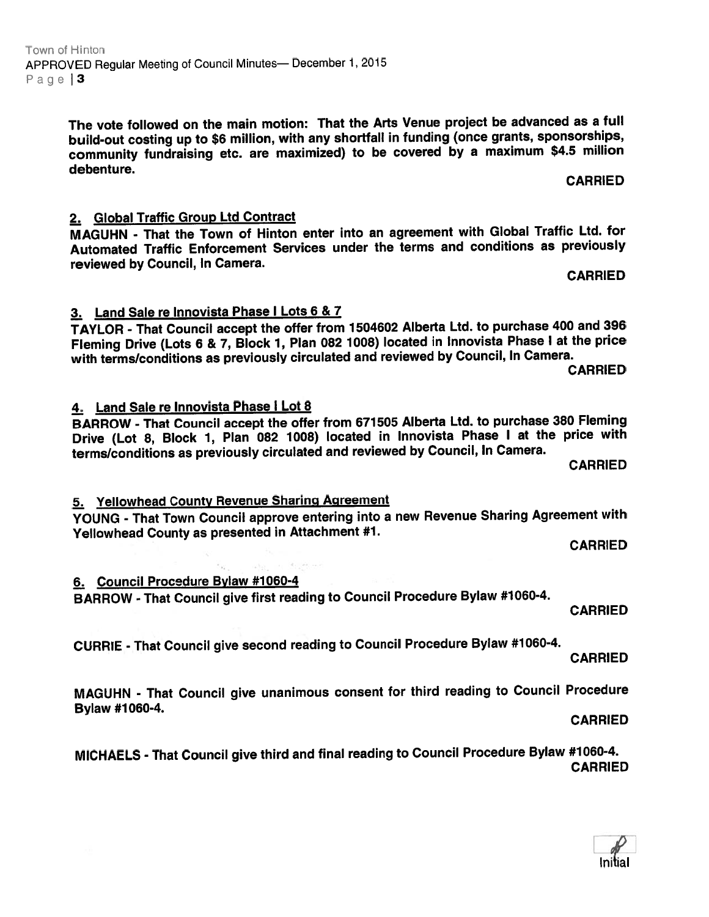**The vote followed on the main motion: That the Arts Venue project be advanced as a full build-out costing up to $6 million, with any shortfall in funding (once grants, sponsorships, community fundraising etc. are maximized) to be covered by a maximum $4.5 million debenture.**

**CARRIED**

**2. Global Traffic Group Ltd Contract**

**MAGUHN - That the Town of Hinton enter into an agreement with Global Traffic Ltd. for Automated Traffic Enforcement Services under the terms and conditions as previously reviewed by Council, In Camera.**

**CARRIED**

**3. Land Sale re Innovista Phase I Lots 6 & 7**

**TAYLOR - That Council accept the offer from 1504602 Alberta Ltd. to purchase 400 and 396 Fleming Drive (Lots 6 & 7, Block 1, Plan 082 1008) located in Innovista Phase I at the price with terms/conditions as previously circulated and reviewed by Council, In Camera.**

**CARRIED**

**4. Land Sale re Innovista Phase I Lot 8**

**BARROW - That Council accept the offer from 671505 Alberta Ltd. to purchase 380 Fleming Drive (Lot 8, Block 1, Plan 082 1008) located in Innovista Phase I at the price with terms/conditions as previously circulated and reviewed by Council, In Camera.**

**CARRIED**

**5. Yellowhead County Revenue Sharing Agreement**

**YOUNG - That Town Council approve entering into a new Revenue Sharing Agreement with Yellowhead County as presented in Attachment #1.**

**CARRIED**

**6. Council Procedure Bylaw #1060-4**

**BARROW - That Council give first reading to Council Procedure Bylaw #1060-4.**

**CARRIED**

**CURRIE - That Council give second reading to Council Procedure Bylaw #1060-4.**

**CARRIED**

**MAGUHN - That Council give unanimous consent for third reading to Council Procedure Bylaw #1060-4.**

**CARRIED**

**MICHAELS - That Council give third and final reading to Council Procedure Bylaw #1060-4.**

**CARRIED**

Initial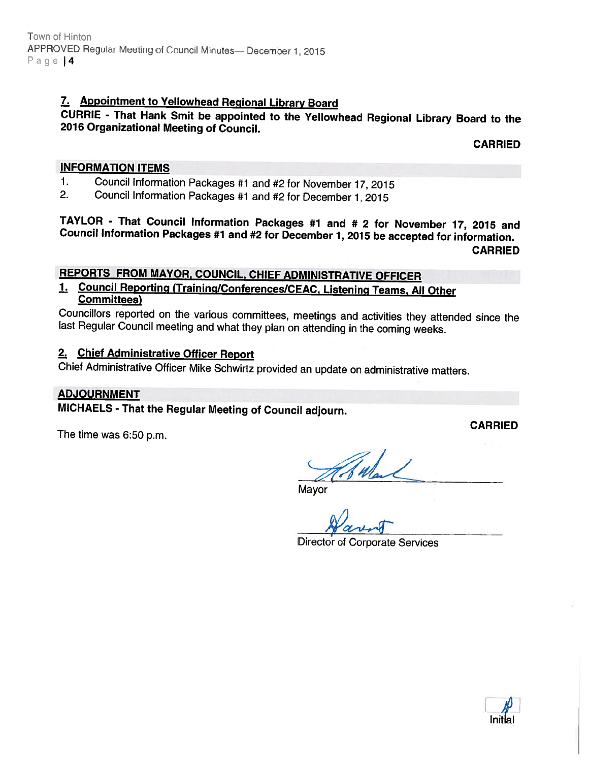## 7. Appointment to Yellowhead Regional Library Board

**CURRIE - That Hank Smit be appointed to the Yellowhead Regional Library Board to the 2016 Organizational Meeting of Council.**

**CARRIED**

## INFORMATION ITEMS

1. Council Information Packages #1 and #2 for November 17, 2015
2. Council Information Packages #1 and #2 for December 1, 2015

**TAYLOR - That Council Information Packages #1 and # 2 for November 17, 2015 and Council Information Packages #1 and #2 for December 1, 2015 be accepted for information.**

**CARRIED**

## REPORTS FROM MAYOR, COUNCIL, CHIEF ADMINISTRATIVE OFFICER

### 1. Council Reporting (Training/Conferences/CEAC, Listening Teams, All Other Committees)

Councillors reported on the various committees, meetings and activities they attended since the last Regular Council meeting and what they plan on attending in the coming weeks.

### 2. Chief Administrative Officer Report

Chief Administrative Officer Mike Schwirtz provided an update on administrative matters.

## ADJOURNMENT

**MICHAELS - That the Regular Meeting of Council adjourn.**

**CARRIED**

The time was 6:50 p.m.

Mayor

Director of Corporate Services

Initial